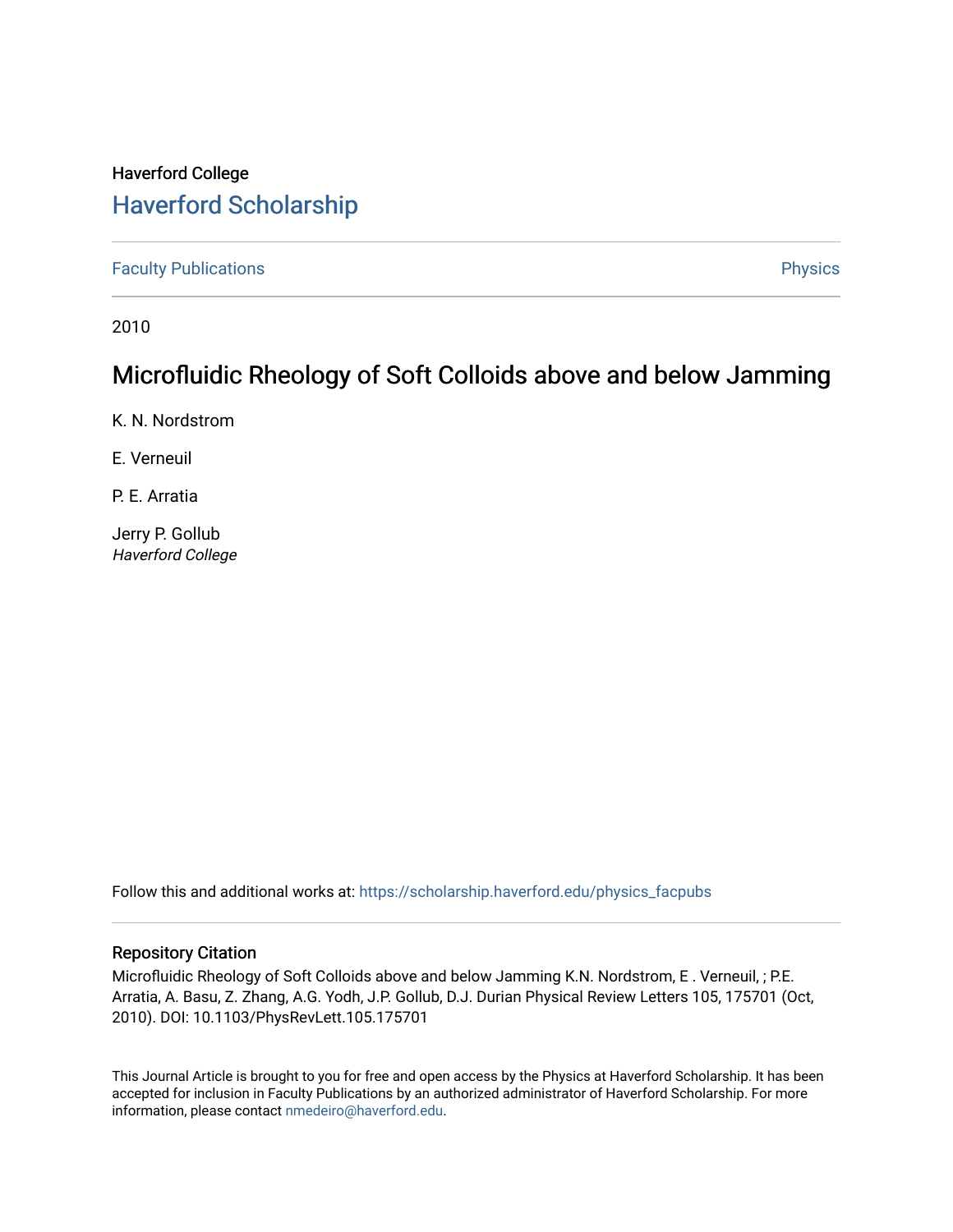Haverford College

# Haverford Scholarship

Faculty Publications

Physics

2010

## Microfluidic Rheology of Soft Colloids above and below Jamming

K. N. Nordstrom

E. Verneuil

P. E. Arratia

Jerry P. Gollub
*Haverford College*

Follow this and additional works at: https://scholarship.haverford.edu/physics_facpubs

### Repository Citation

Microfluidic Rheology of Soft Colloids above and below Jamming K.N. Nordstrom, E . Verneuil, ; P.E. Arratia, A. Basu, Z. Zhang, A.G. Yodh, J.P. Gollub, D.J. Durian Physical Review Letters 105, 175701 (Oct, 2010). DOI: 10.1103/PhysRevLett.105.175701

This Journal Article is brought to you for free and open access by the Physics at Haverford Scholarship. It has been accepted for inclusion in Faculty Publications by an authorized administrator of Haverford Scholarship. For more information, please contact nmedeiro@haverford.edu.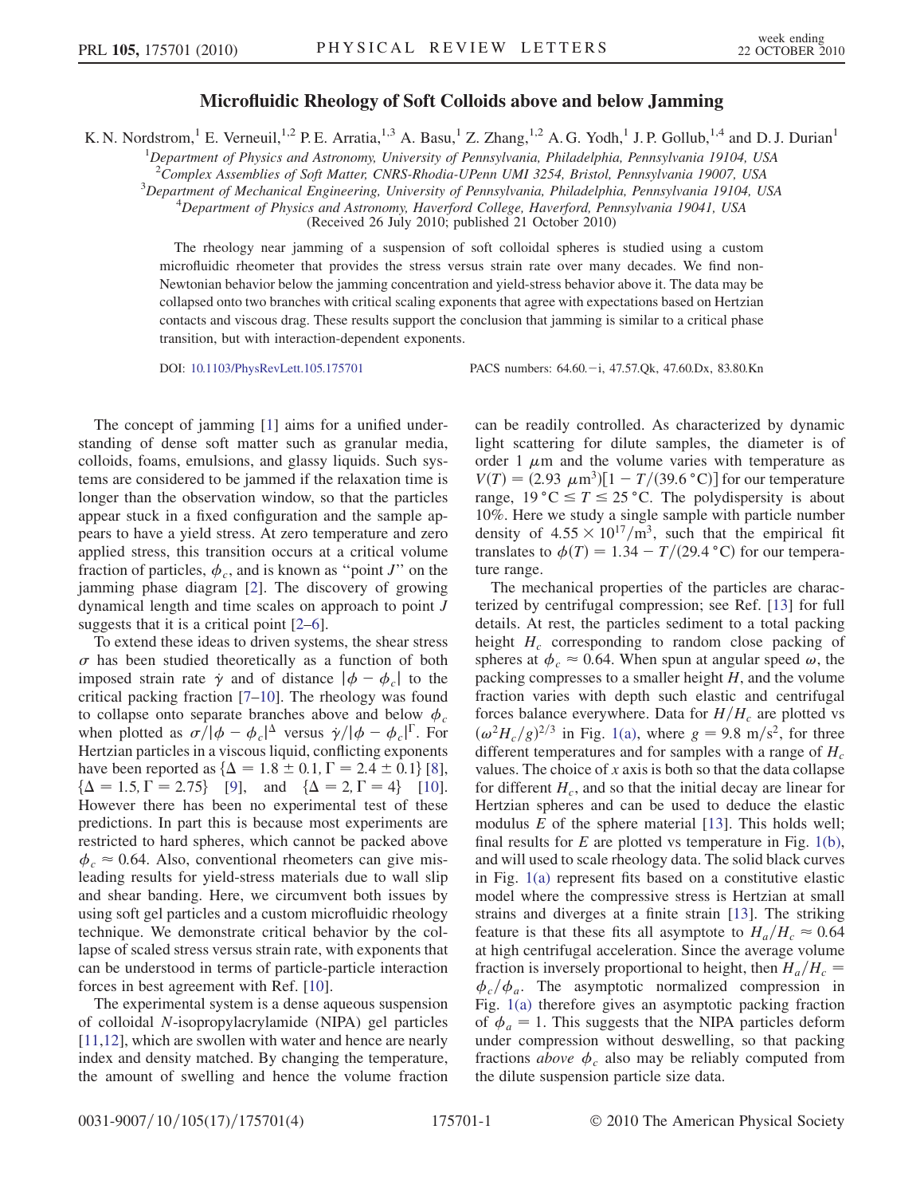# Microfluidic Rheology of Soft Colloids above and below Jamming

K. N. Nordstrom,[1] E. Verneuil,[1,2] P. E. Arratia,[1,3] A. Basu,[1] Z. Zhang,[1,2] A. G. Yodh,[1] J. P. Gollub,[1,4] and D. J. Durian[1]

[1]Department of Physics and Astronomy, University of Pennsylvania, Philadelphia, Pennsylvania 19104, USA
[2]Complex Assemblies of Soft Matter, CNRS-Rhodia-UPenn UMI 3254, Bristol, Pennsylvania 19007, USA
[3]Department of Mechanical Engineering, University of Pennsylvania, Philadelphia, Pennsylvania 19104, USA
[4]Department of Physics and Astronomy, Haverford College, Haverford, Pennsylvania 19041, USA
(Received 26 July 2010; published 21 October 2010)

The rheology near jamming of a suspension of soft colloidal spheres is studied using a custom microfluidic rheometer that provides the stress versus strain rate over many decades. We find non-Newtonian behavior below the jamming concentration and yield-stress behavior above it. The data may be collapsed onto two branches with critical scaling exponents that agree with expectations based on Hertzian contacts and viscous drag. These results support the conclusion that jamming is similar to a critical phase transition, but with interaction-dependent exponents.

DOI: 10.1103/PhysRevLett.105.175701 PACS numbers: 64.60.−i, 47.57.Qk, 47.60.Dx, 83.80.Kn

The concept of jamming [1] aims for a unified understanding of dense soft matter such as granular media, colloids, foams, emulsions, and glassy liquids. Such systems are considered to be jammed if the relaxation time is longer than the observation window, so that the particles appear stuck in a fixed configuration and the sample appears to have a yield stress. At zero temperature and zero applied stress, this transition occurs at a critical volume fraction of particles, $\phi_c$, and is known as "point $J$" on the jamming phase diagram [2]. The discovery of growing dynamical length and time scales on approach to point $J$ suggests that it is a critical point [2–6].

To extend these ideas to driven systems, the shear stress $\sigma$ has been studied theoretically as a function of both imposed strain rate $\dot{\gamma}$ and of distance $|\phi - \phi_c|$ to the critical packing fraction [7–10]. The rheology was found to collapse onto separate branches above and below $\phi_c$ when plotted as $\sigma/|\phi - \phi_c|^\Delta$ versus $\dot{\gamma}/|\phi - \phi_c|^\Gamma$. For Hertzian particles in a viscous liquid, conflicting exponents have been reported as $\{\Delta = 1.8 \pm 0.1, \Gamma = 2.4 \pm 0.1\}$ [8], $\{\Delta = 1.5, \Gamma = 2.75\}$ [9], and $\{\Delta = 2, \Gamma = 4\}$ [10]. However there has been no experimental test of these predictions. In part this is because most experiments are restricted to hard spheres, which cannot be packed above $\phi_c \approx 0.64$. Also, conventional rheometers can give misleading results for yield-stress materials due to wall slip and shear banding. Here, we circumvent both issues by using soft gel particles and a custom microfluidic rheology technique. We demonstrate critical behavior by the collapse of scaled stress versus strain rate, with exponents that can be understood in terms of particle-particle interaction forces in best agreement with Ref. [10].

The experimental system is a dense aqueous suspension of colloidal $N$-isopropylacrylamide (NIPA) gel particles [11,12], which are swollen with water and hence are nearly index and density matched. By changing the temperature, the amount of swelling and hence the volume fraction can be readily controlled. As characterized by dynamic light scattering for dilute samples, the diameter is of order 1 $\mu$m and the volume varies with temperature as $V(T) = (2.93\ \mu\text{m}^3)[1 - T/(39.6\ °\text{C})]$ for our temperature range, $19\ °\text{C} \leq T \leq 25\ °\text{C}$. The polydispersity is about 10%. Here we study a single sample with particle number density of $4.55 \times 10^{17}/\text{m}^3$, such that the empirical fit translates to $\phi(T) = 1.34 - T/(29.4\ °\text{C})$ for our temperature range.

The mechanical properties of the particles are characterized by centrifugal compression; see Ref. [13] for full details. At rest, the particles sediment to a total packing height $H_c$ corresponding to random close packing of spheres at $\phi_c \approx 0.64$. When spun at angular speed $\omega$, the packing compresses to a smaller height $H$, and the volume fraction varies with depth such that elastic and centrifugal forces balance everywhere. Data for $H/H_c$ are plotted vs $(\omega^2 H_c/g)^{2/3}$ in Fig. 1(a), where $g = 9.8\ \text{m/s}^2$, for three different temperatures and for samples with a range of $H_c$ values. The choice of $x$ axis is both so that the data collapse for different $H_c$, and so that the initial decay are linear for Hertzian spheres and can be used to deduce the elastic modulus $E$ of the sphere material [13]. This holds well; final results for $E$ are plotted vs temperature in Fig. 1(b), and will used to scale rheology data. The solid black curves in Fig. 1(a) represent fits based on a constitutive elastic model where the compressive stress is Hertzian at small strains and diverges at a finite strain [13]. The striking feature is that these fits all asymptote to $H_a/H_c \approx 0.64$ at high centrifugal acceleration. Since the average volume fraction is inversely proportional to height, then $H_a/H_c = \phi_c/\phi_a$. The asymptotic normalized compression in Fig. 1(a) therefore gives an asymptotic packing fraction of $\phi_a = 1$. This suggests that the NIPA particles deform under compression without deswelling, so that packing fractions *above* $\phi_c$ also may be reliably computed from the dilute suspension particle size data.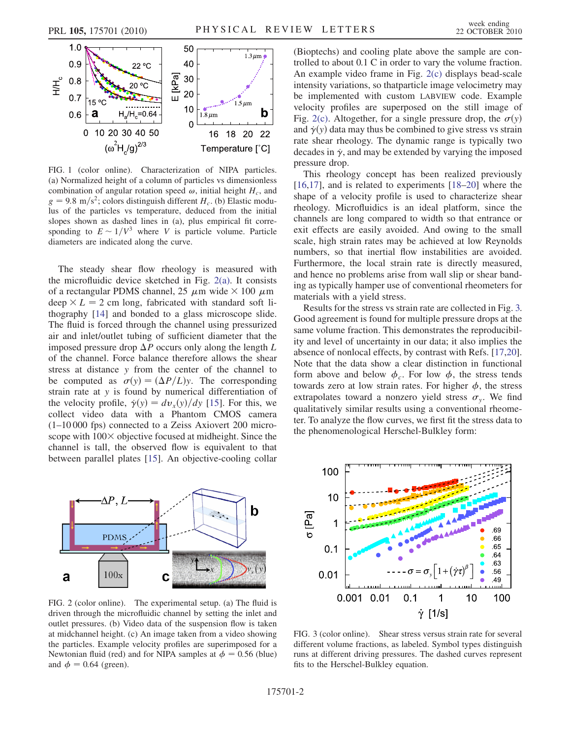FIG. 1 (color online). Characterization of NIPA particles. (a) Normalized height of a column of particles vs dimensionless combination of angular rotation speed $\omega$, initial height $H_c$, and $g = 9.8\ \mathrm{m/s^2}$; colors distinguish different $H_c$. (b) Elastic modulus of the particles vs temperature, deduced from the initial slopes shown as dashed lines in (a), plus empirical fit corresponding to $E \sim 1/V^3$ where $V$ is particle volume. Particle diameters are indicated along the curve.

The steady shear flow rheology is measured with the microfluidic device sketched in Fig. 2(a). It consists of a rectangular PDMS channel, 25 $\mu$m wide $\times$ 100 $\mu$m deep $\times$ $L = 2$ cm long, fabricated with standard soft lithography [14] and bonded to a glass microscope slide. The fluid is forced through the channel using pressurized air and inlet/outlet tubing of sufficient diameter that the imposed pressure drop $\Delta P$ occurs only along the length $L$ of the channel. Force balance therefore allows the shear stress at distance $y$ from the center of the channel to be computed as $\sigma(y) = (\Delta P/L)y$. The corresponding strain rate at $y$ is found by numerical differentiation of the velocity profile, $\dot{\gamma}(y) = dv_x(y)/dy$ [15]. For this, we collect video data with a Phantom CMOS camera (1–10 000 fps) connected to a Zeiss Axiovert 200 microscope with 100$\times$ objective focused at midheight. Since the channel is tall, the observed flow is equivalent to that between parallel plates [15]. An objective-cooling collar (Bioptechs) and cooling plate above the sample are controlled to about 0.1 C in order to vary the volume fraction. An example video frame in Fig. 2(c) displays bead-scale intensity variations, so thatparticle image velocimetry may be implemented with custom LABVIEW code. Example velocity profiles are superposed on the still image of Fig. 2(c). Altogether, for a single pressure drop, the $\sigma(y)$ and $\dot{\gamma}(y)$ data may thus be combined to give stress vs strain rate rheology. The dynamic range is typically two decades in $\dot{\gamma}$, and may be extended by varying the imposed pressure drop.

FIG. 2 (color online). The experimental setup. (a) The fluid is driven through the microfluidic channel by setting the inlet and outlet pressures. (b) Video data of the suspension flow is taken at midchannel height. (c) An image taken from a video showing the particles. Example velocity profiles are superimposed for a Newtonian fluid (red) and for NIPA samples at $\phi = 0.56$ (blue) and $\phi = 0.64$ (green).

This rheology concept has been realized previously [16,17], and is related to experiments [18–20] where the shape of a velocity profile is used to characterize shear rheology. Microfluidics is an ideal platform, since the channels are long compared to width so that entrance or exit effects are easily avoided. And owing to the small scale, high strain rates may be achieved at low Reynolds numbers, so that inertial flow instabilities are avoided. Furthermore, the local strain rate is directly measured, and hence no problems arise from wall slip or shear banding as typically hamper use of conventional rheometers for materials with a yield stress.

Results for the stress vs strain rate are collected in Fig. 3. Good agreement is found for multiple pressure drops at the same volume fraction. This demonstrates the reproducibility and level of uncertainty in our data; it also implies the absence of nonlocal effects, by contrast with Refs. [17,20]. Note that the data show a clear distinction in functional form above and below $\phi_c$. For low $\phi$, the stress tends towards zero at low strain rates. For higher $\phi$, the stress extrapolates toward a nonzero yield stress $\sigma_y$. We find qualitatively similar results using a conventional rheometer. To analyze the flow curves, we first fit the stress data to the phenomenological Herschel-Bulkley form:

FIG. 3 (color online). Shear stress versus strain rate for several different volume fractions, as labeled. Symbol types distinguish runs at different driving pressures. The dashed curves represent fits to the Herschel-Bulkley equation.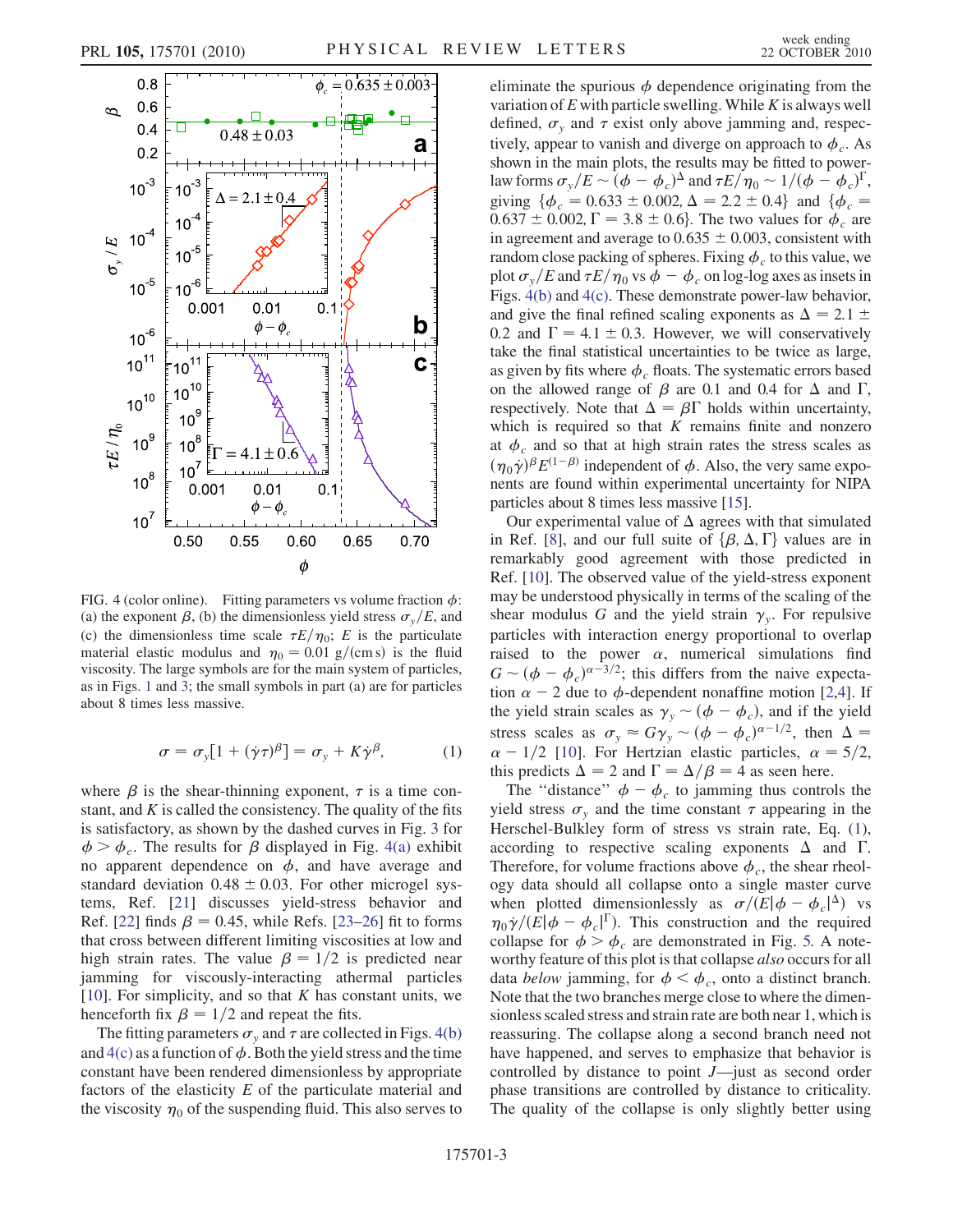FIG. 4 (color online). Fitting parameters vs volume fraction $\phi$: (a) the exponent $\beta$, (b) the dimensionless yield stress $\sigma_y/E$, and (c) the dimensionless time scale $\tau E/\eta_0$; $E$ is the particulate material elastic modulus and $\eta_0 = 0.01$ g/(cm s) is the fluid viscosity. The large symbols are for the main system of particles, as in Figs. 1 and 3; the small symbols in part (a) are for particles about 8 times less massive.

$$\sigma = \sigma_y[1 + (\dot{\gamma}\tau)^\beta] = \sigma_y + K\dot{\gamma}^\beta, \qquad (1)$$

where $\beta$ is the shear-thinning exponent, $\tau$ is a time constant, and $K$ is called the consistency. The quality of the fits is satisfactory, as shown by the dashed curves in Fig. 3 for $\phi > \phi_c$. The results for $\beta$ displayed in Fig. 4(a) exhibit no apparent dependence on $\phi$, and have average and standard deviation $0.48 \pm 0.03$. For other microgel systems, Ref. [21] discusses yield-stress behavior and Ref. [22] finds $\beta = 0.45$, while Refs. [23–26] fit to forms that cross between different limiting viscosities at low and high strain rates. The value $\beta = 1/2$ is predicted near jamming for viscously-interacting athermal particles [10]. For simplicity, and so that $K$ has constant units, we henceforth fix $\beta = 1/2$ and repeat the fits.

The fitting parameters $\sigma_y$ and $\tau$ are collected in Figs. 4(b) and 4(c) as a function of $\phi$. Both the yield stress and the time constant have been rendered dimensionless by appropriate factors of the elasticity $E$ of the particulate material and the viscosity $\eta_0$ of the suspending fluid. This also serves to eliminate the spurious $\phi$ dependence originating from the variation of $E$ with particle swelling. While $K$ is always well defined, $\sigma_y$ and $\tau$ exist only above jamming and, respectively, appear to vanish and diverge on approach to $\phi_c$. As shown in the main plots, the results may be fitted to power-law forms $\sigma_y/E \sim (\phi - \phi_c)^\Delta$ and $\tau E/\eta_0 \sim 1/(\phi - \phi_c)^\Gamma$, giving $\{\phi_c = 0.633 \pm 0.002, \Delta = 2.2 \pm 0.4\}$ and $\{\phi_c = 0.637 \pm 0.002, \Gamma = 3.8 \pm 0.6\}$. The two values for $\phi_c$ are in agreement and average to $0.635 \pm 0.003$, consistent with random close packing of spheres. Fixing $\phi_c$ to this value, we plot $\sigma_y/E$ and $\tau E/\eta_0$ vs $\phi - \phi_c$ on log-log axes as insets in Figs. 4(b) and 4(c). These demonstrate power-law behavior, and give the final refined scaling exponents as $\Delta = 2.1 \pm 0.2$ and $\Gamma = 4.1 \pm 0.3$. However, we will conservatively take the final statistical uncertainties to be twice as large, as given by fits where $\phi_c$ floats. The systematic errors based on the allowed range of $\beta$ are 0.1 and 0.4 for $\Delta$ and $\Gamma$, respectively. Note that $\Delta = \beta\Gamma$ holds within uncertainty, which is required so that $K$ remains finite and nonzero at $\phi_c$ and so that at high strain rates the stress scales as $(\eta_0\dot{\gamma})^\beta E^{(1-\beta)}$ independent of $\phi$. Also, the very same exponents are found within experimental uncertainty for NIPA particles about 8 times less massive [15].

Our experimental value of $\Delta$ agrees with that simulated in Ref. [8], and our full suite of $\{\beta, \Delta, \Gamma\}$ values are in remarkably good agreement with those predicted in Ref. [10]. The observed value of the yield-stress exponent may be understood physically in terms of the scaling of the shear modulus $G$ and the yield strain $\gamma_y$. For repulsive particles with interaction energy proportional to overlap raised to the power $\alpha$, numerical simulations find $G \sim (\phi - \phi_c)^{\alpha - 3/2}$; this differs from the naive expectation $\alpha - 2$ due to $\phi$-dependent nonaffine motion [2,4]. If the yield strain scales as $\gamma_y \sim (\phi - \phi_c)$, and if the yield stress scales as $\sigma_y \approx G\gamma_y \sim (\phi - \phi_c)^{\alpha - 1/2}$, then $\Delta = \alpha - 1/2$ [10]. For Hertzian elastic particles, $\alpha = 5/2$, this predicts $\Delta = 2$ and $\Gamma = \Delta/\beta = 4$ as seen here.

The "distance" $\phi - \phi_c$ to jamming thus controls the yield stress $\sigma_y$ and the time constant $\tau$ appearing in the Herschel-Bulkley form of stress vs strain rate, Eq. (1), according to respective scaling exponents $\Delta$ and $\Gamma$. Therefore, for volume fractions above $\phi_c$, the shear rheology data should all collapse onto a single master curve when plotted dimensionlessly as $\sigma/(E|\phi - \phi_c|^\Delta)$ vs $\eta_0\dot{\gamma}/(E|\phi - \phi_c|^\Gamma)$. This construction and the required collapse for $\phi > \phi_c$ are demonstrated in Fig. 5. A noteworthy feature of this plot is that collapse *also* occurs for all data *below* jamming, for $\phi < \phi_c$, onto a distinct branch. Note that the two branches merge close to where the dimensionless scaled stress and strain rate are both near 1, which is reassuring. The collapse along a second branch need not have happened, and serves to emphasize that behavior is controlled by distance to point *J*—just as second order phase transitions are controlled by distance to criticality. The quality of the collapse is only slightly better using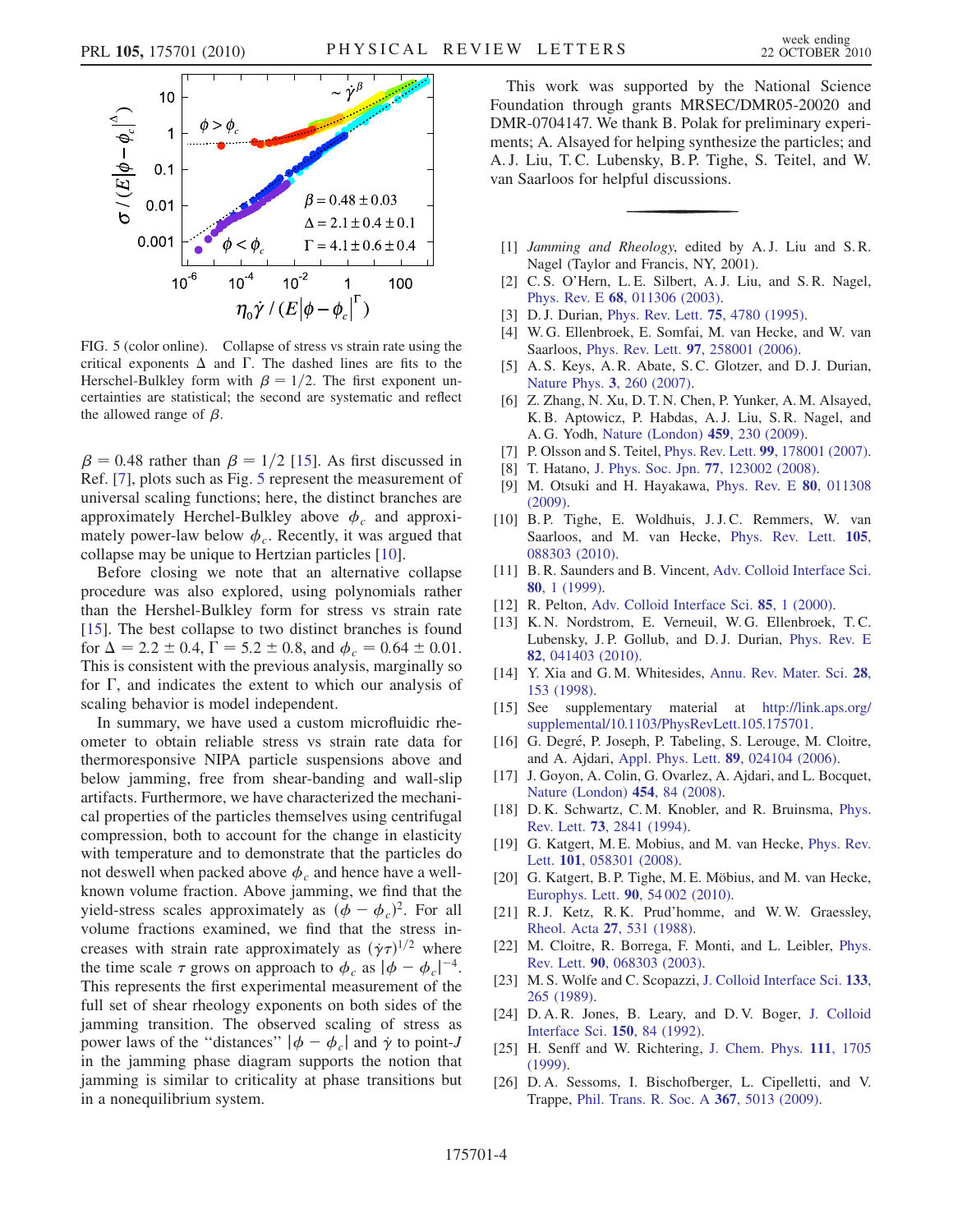$\sim \dot{\gamma}^{\beta}$

10

1

0.1

0.01

0.001

$\phi > \phi_c$

$\phi < \phi_c$

$\beta = 0.48 \pm 0.03$

$\Delta = 2.1 \pm 0.4 \pm 0.1$

$\Gamma = 4.1 \pm 0.6 \pm 0.4$

$\sigma / (E|\phi - \phi_c|^{\Delta})$

$10^{-6}$ $10^{-4}$ $10^{-2}$ 1 100

$\eta_0 \dot{\gamma} / (E|\phi - \phi_c|^{\Gamma})$

FIG. 5 (color online). Collapse of stress vs strain rate using the critical exponents $\Delta$ and $\Gamma$. The dashed lines are fits to the Herschel-Bulkley form with $\beta = 1/2$. The first exponent uncertainties are statistical; the second are systematic and reflect the allowed range of $\beta$.

$\beta = 0.48$ rather than $\beta = 1/2$ [15]. As first discussed in Ref. [7], plots such as Fig. 5 represent the measurement of universal scaling functions; here, the distinct branches are approximately Herchel-Bulkley above $\phi_c$ and approximately power-law below $\phi_c$. Recently, it was argued that collapse may be unique to Hertzian particles [10].

Before closing we note that an alternative collapse procedure was also explored, using polynomials rather than the Hershel-Bulkley form for stress vs strain rate [15]. The best collapse to two distinct branches is found for $\Delta = 2.2 \pm 0.4$, $\Gamma = 5.2 \pm 0.8$, and $\phi_c = 0.64 \pm 0.01$. This is consistent with the previous analysis, marginally so for $\Gamma$, and indicates the extent to which our analysis of scaling behavior is model independent.

In summary, we have used a custom microfluidic rheometer to obtain reliable stress vs strain rate data for thermoresponsive NIPA particle suspensions above and below jamming, free from shear-banding and wall-slip artifacts. Furthermore, we have characterized the mechanical properties of the particles themselves using centrifugal compression, both to account for the change in elasticity with temperature and to demonstrate that the particles do not deswell when packed above $\phi_c$ and hence have a well-known volume fraction. Above jamming, we find that the yield-stress scales approximately as $(\phi - \phi_c)^2$. For all volume fractions examined, we find that the stress increases with strain rate approximately as $(\dot{\gamma}\tau)^{1/2}$ where the time scale $\tau$ grows on approach to $\phi_c$ as $|\phi - \phi_c|^{-4}$. This represents the first experimental measurement of the full set of shear rheology exponents on both sides of the jamming transition. The observed scaling of stress as power laws of the "distances" $|\phi - \phi_c|$ and $\dot{\gamma}$ to point-$J$ in the jamming phase diagram supports the notion that jamming is similar to criticality at phase transitions but in a nonequilibrium system.

This work was supported by the National Science Foundation through grants MRSEC/DMR05-20020 and DMR-0704147. We thank B. Polak for preliminary experiments; A. Alsayed for helping synthesize the particles; and A. J. Liu, T. C. Lubensky, B. P. Tighe, S. Teitel, and W. van Saarloos for helpful discussions.

---

[1] *Jamming and Rheology*, edited by A. J. Liu and S. R. Nagel (Taylor and Francis, NY, 2001).

[2] C. S. O'Hern, L. E. Silbert, A. J. Liu, and S. R. Nagel, Phys. Rev. E **68**, 011306 (2003).

[3] D. J. Durian, Phys. Rev. Lett. **75**, 4780 (1995).

[4] W. G. Ellenbroek, E. Somfai, M. van Hecke, and W. van Saarloos, Phys. Rev. Lett. **97**, 258001 (2006).

[5] A. S. Keys, A. R. Abate, S. C. Glotzer, and D. J. Durian, Nature Phys. **3**, 260 (2007).

[6] Z. Zhang, N. Xu, D. T. N. Chen, P. Yunker, A. M. Alsayed, K. B. Aptowicz, P. Habdas, A. J. Liu, S. R. Nagel, and A. G. Yodh, Nature (London) **459**, 230 (2009).

[7] P. Olsson and S. Teitel, Phys. Rev. Lett. **99**, 178001 (2007).

[8] T. Hatano, J. Phys. Soc. Jpn. **77**, 123002 (2008).

[9] M. Otsuki and H. Hayakawa, Phys. Rev. E **80**, 011308 (2009).

[10] B. P. Tighe, E. Woldhuis, J. J. C. Remmers, W. van Saarloos, and M. van Hecke, Phys. Rev. Lett. **105**, 088303 (2010).

[11] B. R. Saunders and B. Vincent, Adv. Colloid Interface Sci. **80**, 1 (1999).

[12] R. Pelton, Adv. Colloid Interface Sci. **85**, 1 (2000).

[13] K. N. Nordstrom, E. Verneuil, W. G. Ellenbroek, T. C. Lubensky, J. P. Gollub, and D. J. Durian, Phys. Rev. E **82**, 041403 (2010).

[14] Y. Xia and G. M. Whitesides, Annu. Rev. Mater. Sci. **28**, 153 (1998).

[15] See supplementary material at http://link.aps.org/supplemental/10.1103/PhysRevLett.105.175701.

[16] G. Degré, P. Joseph, P. Tabeling, S. Lerouge, M. Cloitre, and A. Ajdari, Appl. Phys. Lett. **89**, 024104 (2006).

[17] J. Goyon, A. Colin, G. Ovarlez, A. Ajdari, and L. Bocquet, Nature (London) **454**, 84 (2008).

[18] D. K. Schwartz, C. M. Knobler, and R. Bruinsma, Phys. Rev. Lett. **73**, 2841 (1994).

[19] G. Katgert, M. E. Mobius, and M. van Hecke, Phys. Rev. Lett. **101**, 058301 (2008).

[20] G. Katgert, B. P. Tighe, M. E. Möbius, and M. van Hecke, Europhys. Lett. **90**, 54 002 (2010).

[21] R. J. Ketz, R. K. Prud'homme, and W. W. Graessley, Rheol. Acta **27**, 531 (1988).

[22] M. Cloitre, R. Borrega, F. Monti, and L. Leibler, Phys. Rev. Lett. **90**, 068303 (2003).

[23] M. S. Wolfe and C. Scopazzi, J. Colloid Interface Sci. **133**, 265 (1989).

[24] D. A. R. Jones, B. Leary, and D. V. Boger, J. Colloid Interface Sci. **150**, 84 (1992).

[25] H. Senff and W. Richtering, J. Chem. Phys. **111**, 1705 (1999).

[26] D. A. Sessoms, I. Bischofberger, L. Cipelletti, and V. Trappe, Phil. Trans. R. Soc. A **367**, 5013 (2009).